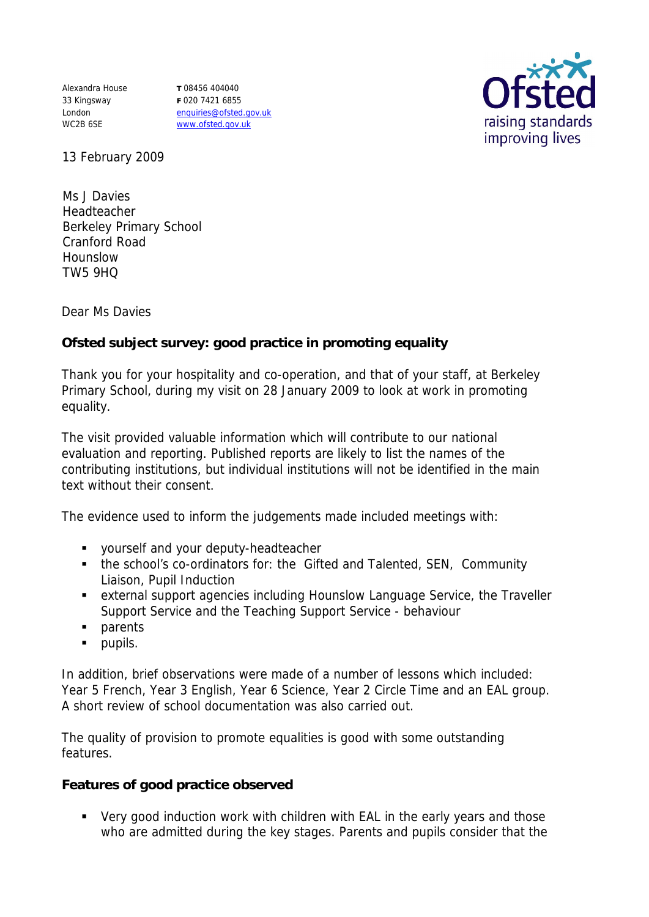Alexandra House
33 Kingsway
London
WC2B 6SE

T 08456 404040
F 020 7421 6855
enquiries@ofsted.gov.uk
www.ofsted.gov.uk

Ofsted
raising standards
improving lives

13 February 2009

Ms J Davies
Headteacher
Berkeley Primary School
Cranford Road
Hounslow
TW5 9HQ

Dear Ms Davies

**Ofsted subject survey: good practice in promoting equality**

Thank you for your hospitality and co-operation, and that of your staff, at Berkeley Primary School, during my visit on 28 January 2009 to look at work in promoting equality.

The visit provided valuable information which will contribute to our national evaluation and reporting. Published reports are likely to list the names of the contributing institutions, but individual institutions will not be identified in the main text without their consent.

The evidence used to inform the judgements made included meetings with:

- yourself and your deputy-headteacher
- the school's co-ordinators for: the Gifted and Talented, SEN, Community Liaison, Pupil Induction
- external support agencies including Hounslow Language Service, the Traveller Support Service and the Teaching Support Service - behaviour
- parents
- pupils.

In addition, brief observations were made of a number of lessons which included: Year 5 French, Year 3 English, Year 6 Science, Year 2 Circle Time and an EAL group. A short review of school documentation was also carried out.

The quality of provision to promote equalities is good with some outstanding features.

**Features of good practice observed**

- Very good induction work with children with EAL in the early years and those who are admitted during the key stages. Parents and pupils consider that the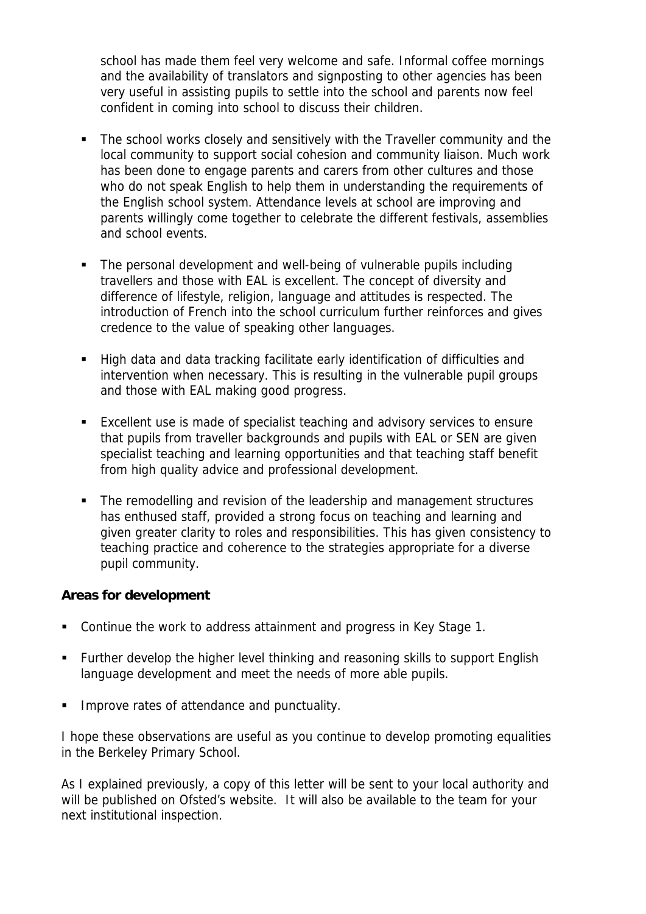school has made them feel very welcome and safe. Informal coffee mornings and the availability of translators and signposting to other agencies has been very useful in assisting pupils to settle into the school and parents now feel confident in coming into school to discuss their children.

- The school works closely and sensitively with the Traveller community and the local community to support social cohesion and community liaison. Much work has been done to engage parents and carers from other cultures and those who do not speak English to help them in understanding the requirements of the English school system. Attendance levels at school are improving and parents willingly come together to celebrate the different festivals, assemblies and school events.

- The personal development and well-being of vulnerable pupils including travellers and those with EAL is excellent. The concept of diversity and difference of lifestyle, religion, language and attitudes is respected. The introduction of French into the school curriculum further reinforces and gives credence to the value of speaking other languages.

- High data and data tracking facilitate early identification of difficulties and intervention when necessary. This is resulting in the vulnerable pupil groups and those with EAL making good progress.

- Excellent use is made of specialist teaching and advisory services to ensure that pupils from traveller backgrounds and pupils with EAL or SEN are given specialist teaching and learning opportunities and that teaching staff benefit from high quality advice and professional development.

- The remodelling and revision of the leadership and management structures has enthused staff, provided a strong focus on teaching and learning and given greater clarity to roles and responsibilities. This has given consistency to teaching practice and coherence to the strategies appropriate for a diverse pupil community.

**Areas for development**

- Continue the work to address attainment and progress in Key Stage 1.

- Further develop the higher level thinking and reasoning skills to support English language development and meet the needs of more able pupils.

- Improve rates of attendance and punctuality.

I hope these observations are useful as you continue to develop promoting equalities in the Berkeley Primary School.

As I explained previously, a copy of this letter will be sent to your local authority and will be published on Ofsted's website. It will also be available to the team for your next institutional inspection.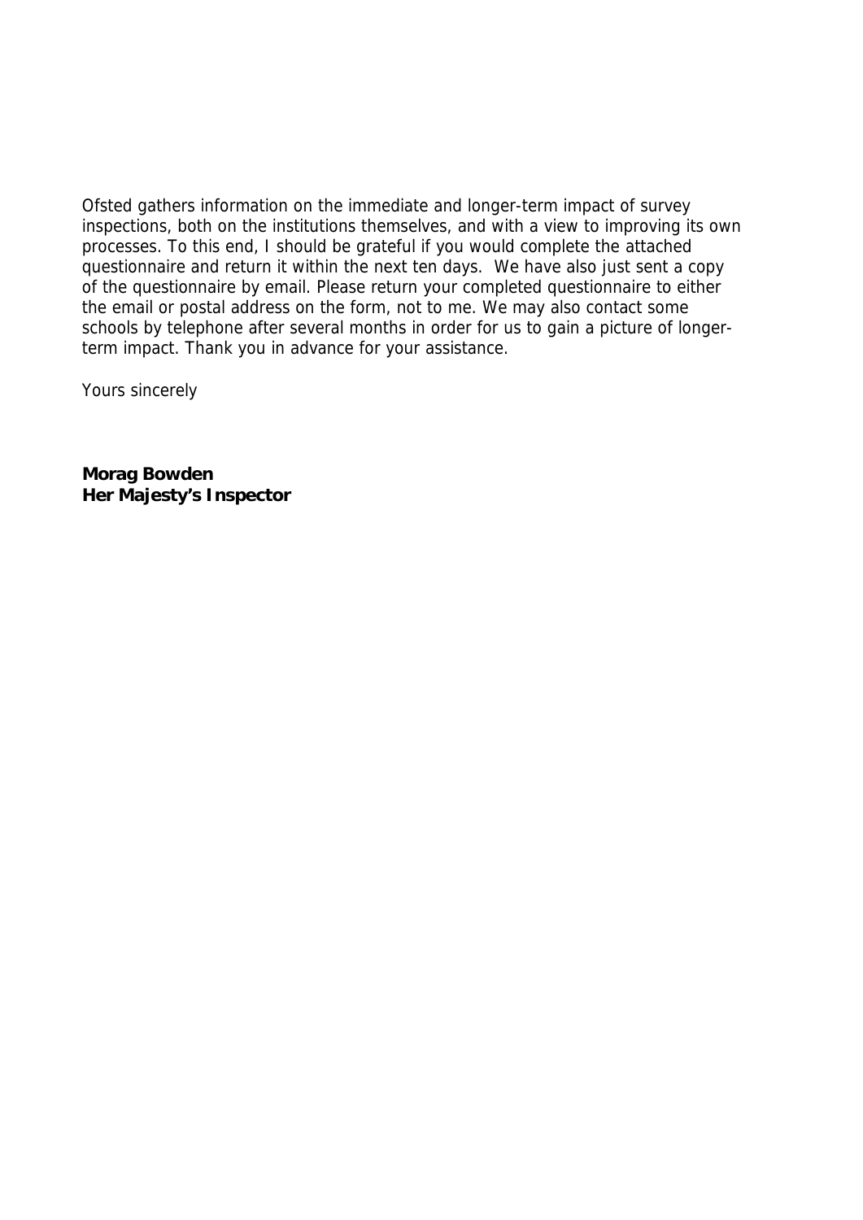Ofsted gathers information on the immediate and longer-term impact of survey inspections, both on the institutions themselves, and with a view to improving its own processes. To this end, I should be grateful if you would complete the attached questionnaire and return it within the next ten days. We have also just sent a copy of the questionnaire by email. Please return your completed questionnaire to either the email or postal address on the form, not to me. We may also contact some schools by telephone after several months in order for us to gain a picture of longer-term impact. Thank you in advance for your assistance.

Yours sincerely

**Morag Bowden**
**Her Majesty's Inspector**